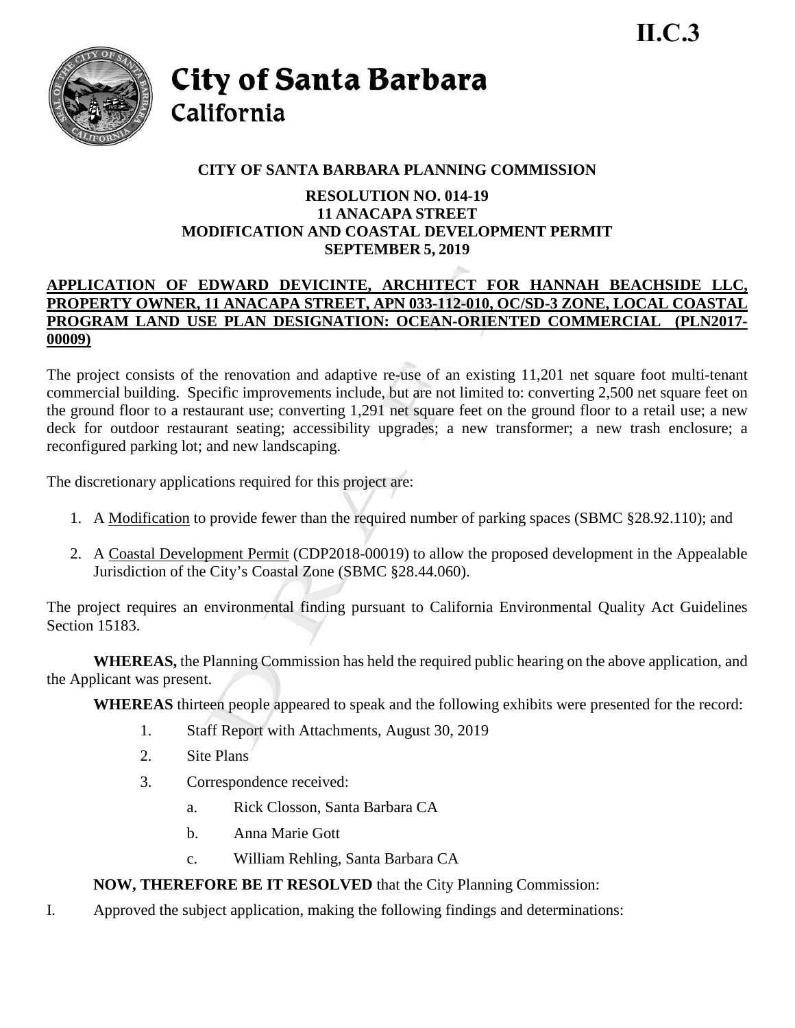II.C.3

# City of Santa Barbara
## California

### CITY OF SANTA BARBARA PLANNING COMMISSION

**RESOLUTION NO. 014-19**
**11 ANACAPA STREET**
**MODIFICATION AND COASTAL DEVELOPMENT PERMIT**
**SEPTEMBER 5, 2019**

**APPLICATION OF EDWARD DEVICINTE, ARCHITECT FOR HANNAH BEACHSIDE LLC, PROPERTY OWNER, 11 ANACAPA STREET, APN 033-112-010, OC/SD-3 ZONE, LOCAL COASTAL PROGRAM LAND USE PLAN DESIGNATION: OCEAN-ORIENTED COMMERCIAL (PLN2017-00009)**

The project consists of the renovation and adaptive re-use of an existing 11,201 net square foot multi-tenant commercial building. Specific improvements include, but are not limited to: converting 2,500 net square feet on the ground floor to a restaurant use; converting 1,291 net square feet on the ground floor to a retail use; a new deck for outdoor restaurant seating; accessibility upgrades; a new transformer; a new trash enclosure; a reconfigured parking lot; and new landscaping.

The discretionary applications required for this project are:

1. A Modification to provide fewer than the required number of parking spaces (SBMC §28.92.110); and
2. A Coastal Development Permit (CDP2018-00019) to allow the proposed development in the Appealable Jurisdiction of the City's Coastal Zone (SBMC §28.44.060).

The project requires an environmental finding pursuant to California Environmental Quality Act Guidelines Section 15183.

**WHEREAS,** the Planning Commission has held the required public hearing on the above application, and the Applicant was present.

**WHEREAS** thirteen people appeared to speak and the following exhibits were presented for the record:

1. Staff Report with Attachments, August 30, 2019
2. Site Plans
3. Correspondence received:
   a. Rick Closson, Santa Barbara CA
   b. Anna Marie Gott
   c. William Rehling, Santa Barbara CA

**NOW, THEREFORE BE IT RESOLVED** that the City Planning Commission:

I. Approved the subject application, making the following findings and determinations: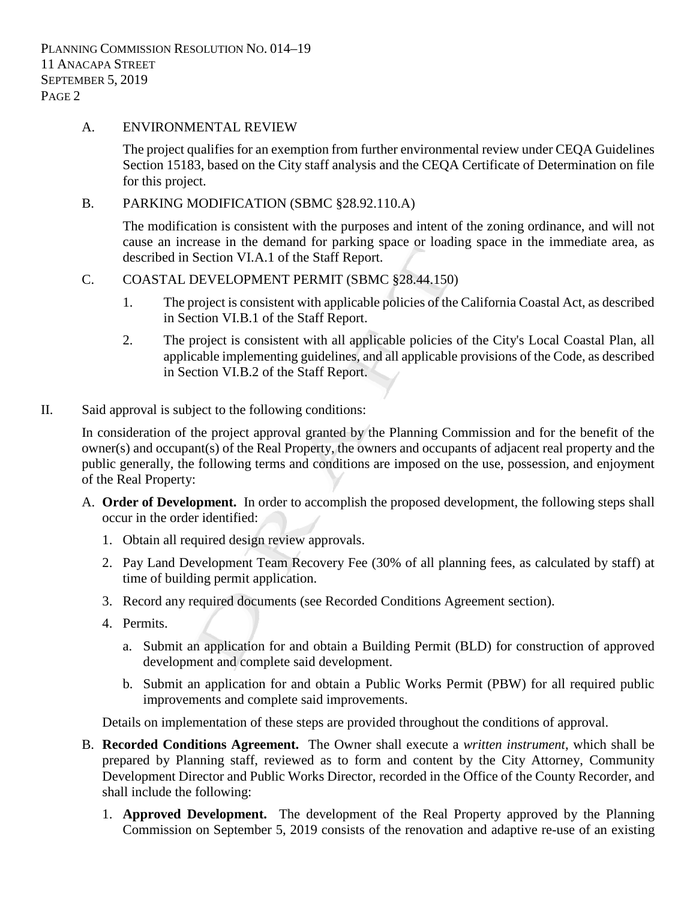A. ENVIRONMENTAL REVIEW

The project qualifies for an exemption from further environmental review under CEQA Guidelines Section 15183, based on the City staff analysis and the CEQA Certificate of Determination on file for this project.

B. PARKING MODIFICATION (SBMC §28.92.110.A)

The modification is consistent with the purposes and intent of the zoning ordinance, and will not cause an increase in the demand for parking space or loading space in the immediate area, as described in Section VI.A.1 of the Staff Report.

C. COASTAL DEVELOPMENT PERMIT (SBMC §28.44.150)

1. The project is consistent with applicable policies of the California Coastal Act, as described in Section VI.B.1 of the Staff Report.

2. The project is consistent with all applicable policies of the City's Local Coastal Plan, all applicable implementing guidelines, and all applicable provisions of the Code, as described in Section VI.B.2 of the Staff Report.

II. Said approval is subject to the following conditions:

In consideration of the project approval granted by the Planning Commission and for the benefit of the owner(s) and occupant(s) of the Real Property, the owners and occupants of adjacent real property and the public generally, the following terms and conditions are imposed on the use, possession, and enjoyment of the Real Property:

A. **Order of Development.** In order to accomplish the proposed development, the following steps shall occur in the order identified:

1. Obtain all required design review approvals.
2. Pay Land Development Team Recovery Fee (30% of all planning fees, as calculated by staff) at time of building permit application.
3. Record any required documents (see Recorded Conditions Agreement section).
4. Permits.
   a. Submit an application for and obtain a Building Permit (BLD) for construction of approved development and complete said development.
   b. Submit an application for and obtain a Public Works Permit (PBW) for all required public improvements and complete said improvements.

Details on implementation of these steps are provided throughout the conditions of approval.

B. **Recorded Conditions Agreement.** The Owner shall execute a *written instrument*, which shall be prepared by Planning staff, reviewed as to form and content by the City Attorney, Community Development Director and Public Works Director, recorded in the Office of the County Recorder, and shall include the following:

1. **Approved Development.** The development of the Real Property approved by the Planning Commission on September 5, 2019 consists of the renovation and adaptive re-use of an existing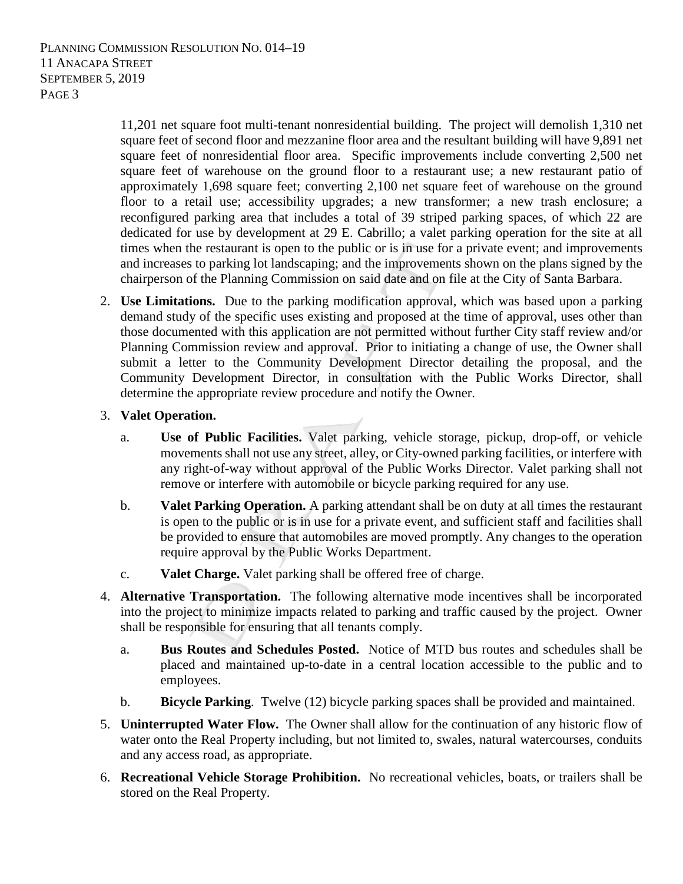11,201 net square foot multi-tenant nonresidential building. The project will demolish 1,310 net square feet of second floor and mezzanine floor area and the resultant building will have 9,891 net square feet of nonresidential floor area. Specific improvements include converting 2,500 net square feet of warehouse on the ground floor to a restaurant use; a new restaurant patio of approximately 1,698 square feet; converting 2,100 net square feet of warehouse on the ground floor to a retail use; accessibility upgrades; a new transformer; a new trash enclosure; a reconfigured parking area that includes a total of 39 striped parking spaces, of which 22 are dedicated for use by development at 29 E. Cabrillo; a valet parking operation for the site at all times when the restaurant is open to the public or is in use for a private event; and improvements and increases to parking lot landscaping; and the improvements shown on the plans signed by the chairperson of the Planning Commission on said date and on file at the City of Santa Barbara.

2. **Use Limitations.** Due to the parking modification approval, which was based upon a parking demand study of the specific uses existing and proposed at the time of approval, uses other than those documented with this application are not permitted without further City staff review and/or Planning Commission review and approval. Prior to initiating a change of use, the Owner shall submit a letter to the Community Development Director detailing the proposal, and the Community Development Director, in consultation with the Public Works Director, shall determine the appropriate review procedure and notify the Owner.

3. **Valet Operation.**

   a. **Use of Public Facilities.** Valet parking, vehicle storage, pickup, drop-off, or vehicle movements shall not use any street, alley, or City-owned parking facilities, or interfere with any right-of-way without approval of the Public Works Director. Valet parking shall not remove or interfere with automobile or bicycle parking required for any use.

   b. **Valet Parking Operation.** A parking attendant shall be on duty at all times the restaurant is open to the public or is in use for a private event, and sufficient staff and facilities shall be provided to ensure that automobiles are moved promptly. Any changes to the operation require approval by the Public Works Department.

   c. **Valet Charge.** Valet parking shall be offered free of charge.

4. **Alternative Transportation.** The following alternative mode incentives shall be incorporated into the project to minimize impacts related to parking and traffic caused by the project. Owner shall be responsible for ensuring that all tenants comply.

   a. **Bus Routes and Schedules Posted.** Notice of MTD bus routes and schedules shall be placed and maintained up-to-date in a central location accessible to the public and to employees.

   b. **Bicycle Parking**. Twelve (12) bicycle parking spaces shall be provided and maintained.

5. **Uninterrupted Water Flow.** The Owner shall allow for the continuation of any historic flow of water onto the Real Property including, but not limited to, swales, natural watercourses, conduits and any access road, as appropriate.

6. **Recreational Vehicle Storage Prohibition.** No recreational vehicles, boats, or trailers shall be stored on the Real Property.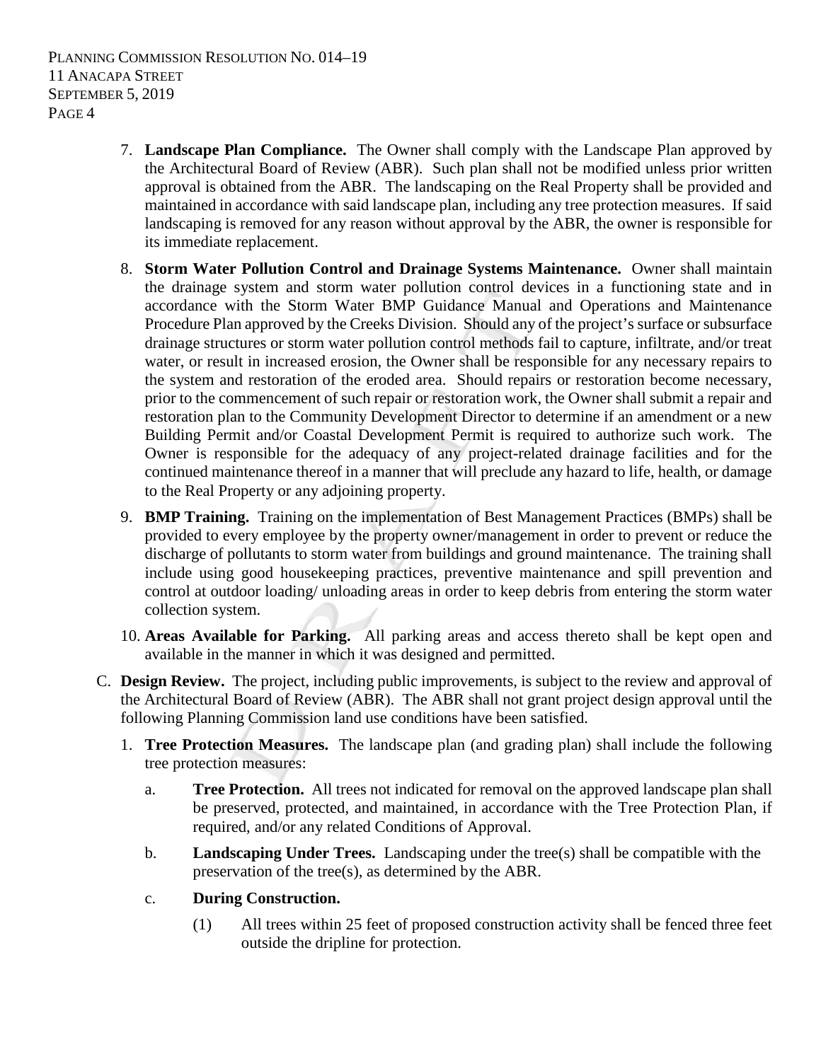7. **Landscape Plan Compliance.** The Owner shall comply with the Landscape Plan approved by the Architectural Board of Review (ABR). Such plan shall not be modified unless prior written approval is obtained from the ABR. The landscaping on the Real Property shall be provided and maintained in accordance with said landscape plan, including any tree protection measures. If said landscaping is removed for any reason without approval by the ABR, the owner is responsible for its immediate replacement.

8. **Storm Water Pollution Control and Drainage Systems Maintenance.** Owner shall maintain the drainage system and storm water pollution control devices in a functioning state and in accordance with the Storm Water BMP Guidance Manual and Operations and Maintenance Procedure Plan approved by the Creeks Division. Should any of the project's surface or subsurface drainage structures or storm water pollution control methods fail to capture, infiltrate, and/or treat water, or result in increased erosion, the Owner shall be responsible for any necessary repairs to the system and restoration of the eroded area. Should repairs or restoration become necessary, prior to the commencement of such repair or restoration work, the Owner shall submit a repair and restoration plan to the Community Development Director to determine if an amendment or a new Building Permit and/or Coastal Development Permit is required to authorize such work. The Owner is responsible for the adequacy of any project-related drainage facilities and for the continued maintenance thereof in a manner that will preclude any hazard to life, health, or damage to the Real Property or any adjoining property.

9. **BMP Training.** Training on the implementation of Best Management Practices (BMPs) shall be provided to every employee by the property owner/management in order to prevent or reduce the discharge of pollutants to storm water from buildings and ground maintenance. The training shall include using good housekeeping practices, preventive maintenance and spill prevention and control at outdoor loading/ unloading areas in order to keep debris from entering the storm water collection system.

10. **Areas Available for Parking.** All parking areas and access thereto shall be kept open and available in the manner in which it was designed and permitted.

C. **Design Review.** The project, including public improvements, is subject to the review and approval of the Architectural Board of Review (ABR). The ABR shall not grant project design approval until the following Planning Commission land use conditions have been satisfied.

   1. **Tree Protection Measures.** The landscape plan (and grading plan) shall include the following tree protection measures:

      a. **Tree Protection.** All trees not indicated for removal on the approved landscape plan shall be preserved, protected, and maintained, in accordance with the Tree Protection Plan, if required, and/or any related Conditions of Approval.

      b. **Landscaping Under Trees.** Landscaping under the tree(s) shall be compatible with the preservation of the tree(s), as determined by the ABR.

      c. **During Construction.**

         (1) All trees within 25 feet of proposed construction activity shall be fenced three feet outside the dripline for protection.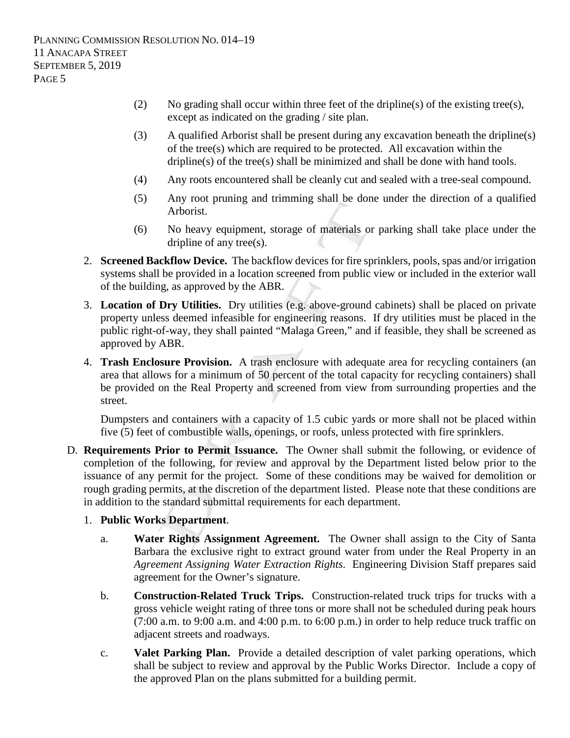(2) No grading shall occur within three feet of the dripline(s) of the existing tree(s), except as indicated on the grading / site plan.

(3) A qualified Arborist shall be present during any excavation beneath the dripline(s) of the tree(s) which are required to be protected. All excavation within the dripline(s) of the tree(s) shall be minimized and shall be done with hand tools.

(4) Any roots encountered shall be cleanly cut and sealed with a tree-seal compound.

(5) Any root pruning and trimming shall be done under the direction of a qualified Arborist.

(6) No heavy equipment, storage of materials or parking shall take place under the dripline of any tree(s).

2. **Screened Backflow Device.** The backflow devices for fire sprinklers, pools, spas and/or irrigation systems shall be provided in a location screened from public view or included in the exterior wall of the building, as approved by the ABR.

3. **Location of Dry Utilities.** Dry utilities (e.g. above-ground cabinets) shall be placed on private property unless deemed infeasible for engineering reasons. If dry utilities must be placed in the public right-of-way, they shall painted "Malaga Green," and if feasible, they shall be screened as approved by ABR.

4. **Trash Enclosure Provision.** A trash enclosure with adequate area for recycling containers (an area that allows for a minimum of 50 percent of the total capacity for recycling containers) shall be provided on the Real Property and screened from view from surrounding properties and the street.

   Dumpsters and containers with a capacity of 1.5 cubic yards or more shall not be placed within five (5) feet of combustible walls, openings, or roofs, unless protected with fire sprinklers.

D. **Requirements Prior to Permit Issuance.** The Owner shall submit the following, or evidence of completion of the following, for review and approval by the Department listed below prior to the issuance of any permit for the project. Some of these conditions may be waived for demolition or rough grading permits, at the discretion of the department listed. Please note that these conditions are in addition to the standard submittal requirements for each department.

1. **Public Works Department**.

   a. **Water Rights Assignment Agreement.** The Owner shall assign to the City of Santa Barbara the exclusive right to extract ground water from under the Real Property in an *Agreement Assigning Water Extraction Rights*. Engineering Division Staff prepares said agreement for the Owner's signature.

   b. **Construction-Related Truck Trips.** Construction-related truck trips for trucks with a gross vehicle weight rating of three tons or more shall not be scheduled during peak hours (7:00 a.m. to 9:00 a.m. and 4:00 p.m. to 6:00 p.m.) in order to help reduce truck traffic on adjacent streets and roadways.

   c. **Valet Parking Plan.** Provide a detailed description of valet parking operations, which shall be subject to review and approval by the Public Works Director. Include a copy of the approved Plan on the plans submitted for a building permit.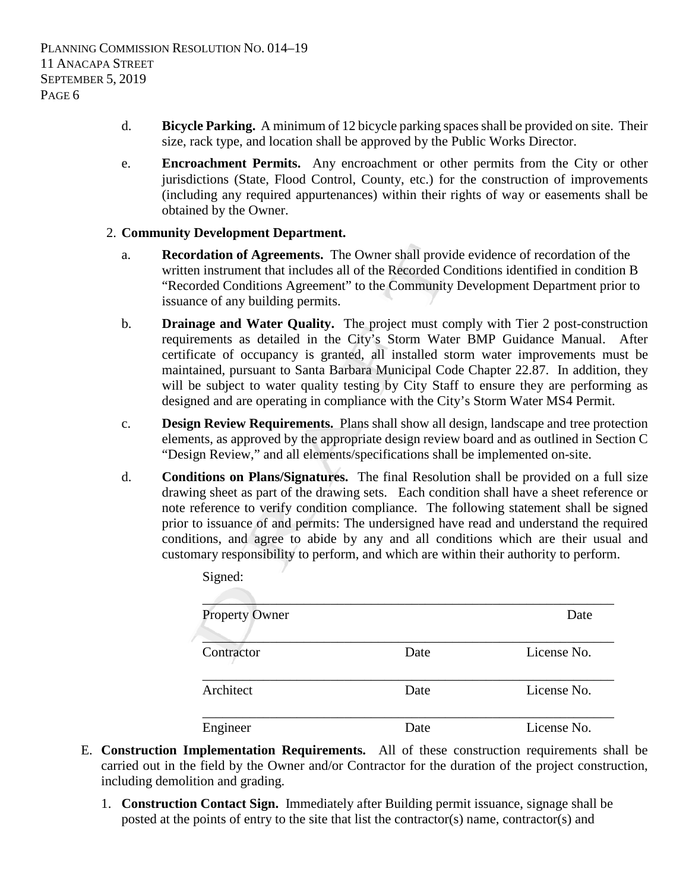d. **Bicycle Parking.** A minimum of 12 bicycle parking spaces shall be provided on site. Their size, rack type, and location shall be approved by the Public Works Director.

e. **Encroachment Permits.** Any encroachment or other permits from the City or other jurisdictions (State, Flood Control, County, etc.) for the construction of improvements (including any required appurtenances) within their rights of way or easements shall be obtained by the Owner.

2. **Community Development Department.**

a. **Recordation of Agreements.** The Owner shall provide evidence of recordation of the written instrument that includes all of the Recorded Conditions identified in condition B "Recorded Conditions Agreement" to the Community Development Department prior to issuance of any building permits.

b. **Drainage and Water Quality.** The project must comply with Tier 2 post-construction requirements as detailed in the City's Storm Water BMP Guidance Manual. After certificate of occupancy is granted, all installed storm water improvements must be maintained, pursuant to Santa Barbara Municipal Code Chapter 22.87. In addition, they will be subject to water quality testing by City Staff to ensure they are performing as designed and are operating in compliance with the City's Storm Water MS4 Permit.

c. **Design Review Requirements.** Plans shall show all design, landscape and tree protection elements, as approved by the appropriate design review board and as outlined in Section C "Design Review," and all elements/specifications shall be implemented on-site.

d. **Conditions on Plans/Signatures.** The final Resolution shall be provided on a full size drawing sheet as part of the drawing sets. Each condition shall have a sheet reference or note reference to verify condition compliance. The following statement shall be signed prior to issuance of and permits: The undersigned have read and understand the required conditions, and agree to abide by any and all conditions which are their usual and customary responsibility to perform, and which are within their authority to perform.

Signed:

\_\_\_\_\_\_\_\_\_\_\_\_\_\_\_\_\_\_\_\_\_\_\_\_\_\_\_\_\_\_\_\_\_\_\_\_\_\_\_\_\_\_\_\_\_\_\_\_\_\_
Property Owner                                                    Date

\_\_\_\_\_\_\_\_\_\_\_\_\_\_\_\_\_\_\_\_\_\_\_\_\_\_\_\_\_\_\_\_\_\_\_\_\_\_\_\_\_\_\_\_\_\_\_\_\_\_
Contractor                    Date                    License No.

\_\_\_\_\_\_\_\_\_\_\_\_\_\_\_\_\_\_\_\_\_\_\_\_\_\_\_\_\_\_\_\_\_\_\_\_\_\_\_\_\_\_\_\_\_\_\_\_\_\_
Architect                    Date                    License No.

\_\_\_\_\_\_\_\_\_\_\_\_\_\_\_\_\_\_\_\_\_\_\_\_\_\_\_\_\_\_\_\_\_\_\_\_\_\_\_\_\_\_\_\_\_\_\_\_\_\_
Engineer                    Date                    License No.

E. **Construction Implementation Requirements.** All of these construction requirements shall be carried out in the field by the Owner and/or Contractor for the duration of the project construction, including demolition and grading.

1. **Construction Contact Sign.** Immediately after Building permit issuance, signage shall be posted at the points of entry to the site that list the contractor(s) name, contractor(s) and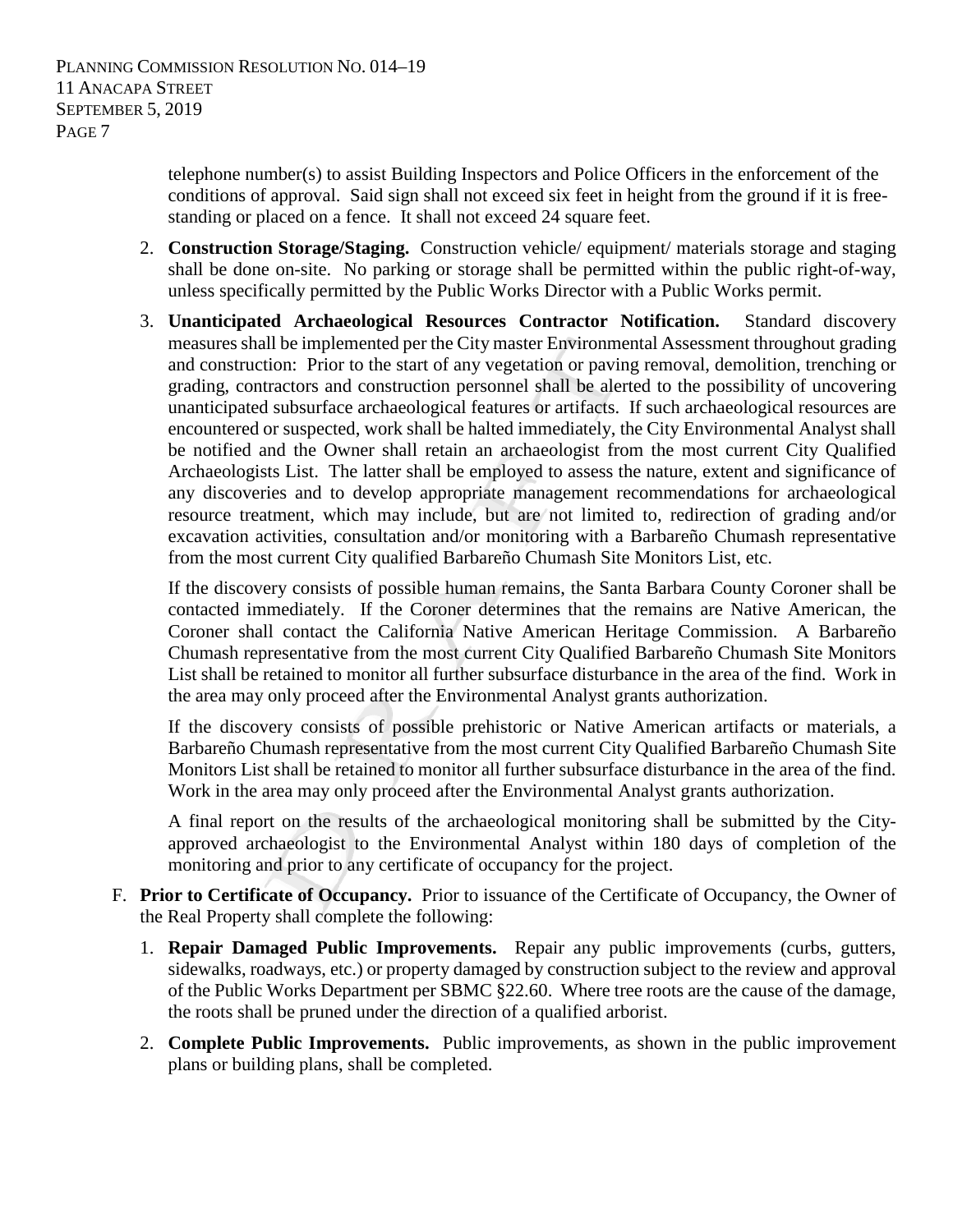telephone number(s) to assist Building Inspectors and Police Officers in the enforcement of the conditions of approval. Said sign shall not exceed six feet in height from the ground if it is free-standing or placed on a fence. It shall not exceed 24 square feet.

2. **Construction Storage/Staging.** Construction vehicle/ equipment/ materials storage and staging shall be done on-site. No parking or storage shall be permitted within the public right-of-way, unless specifically permitted by the Public Works Director with a Public Works permit.

3. **Unanticipated Archaeological Resources Contractor Notification.** Standard discovery measures shall be implemented per the City master Environmental Assessment throughout grading and construction: Prior to the start of any vegetation or paving removal, demolition, trenching or grading, contractors and construction personnel shall be alerted to the possibility of uncovering unanticipated subsurface archaeological features or artifacts. If such archaeological resources are encountered or suspected, work shall be halted immediately, the City Environmental Analyst shall be notified and the Owner shall retain an archaeologist from the most current City Qualified Archaeologists List. The latter shall be employed to assess the nature, extent and significance of any discoveries and to develop appropriate management recommendations for archaeological resource treatment, which may include, but are not limited to, redirection of grading and/or excavation activities, consultation and/or monitoring with a Barbareño Chumash representative from the most current City qualified Barbareño Chumash Site Monitors List, etc.

   If the discovery consists of possible human remains, the Santa Barbara County Coroner shall be contacted immediately. If the Coroner determines that the remains are Native American, the Coroner shall contact the California Native American Heritage Commission. A Barbareño Chumash representative from the most current City Qualified Barbareño Chumash Site Monitors List shall be retained to monitor all further subsurface disturbance in the area of the find. Work in the area may only proceed after the Environmental Analyst grants authorization.

   If the discovery consists of possible prehistoric or Native American artifacts or materials, a Barbareño Chumash representative from the most current City Qualified Barbareño Chumash Site Monitors List shall be retained to monitor all further subsurface disturbance in the area of the find. Work in the area may only proceed after the Environmental Analyst grants authorization.

   A final report on the results of the archaeological monitoring shall be submitted by the City-approved archaeologist to the Environmental Analyst within 180 days of completion of the monitoring and prior to any certificate of occupancy for the project.

F. **Prior to Certificate of Occupancy.** Prior to issuance of the Certificate of Occupancy, the Owner of the Real Property shall complete the following:

1. **Repair Damaged Public Improvements.** Repair any public improvements (curbs, gutters, sidewalks, roadways, etc.) or property damaged by construction subject to the review and approval of the Public Works Department per SBMC §22.60. Where tree roots are the cause of the damage, the roots shall be pruned under the direction of a qualified arborist.

2. **Complete Public Improvements.** Public improvements, as shown in the public improvement plans or building plans, shall be completed.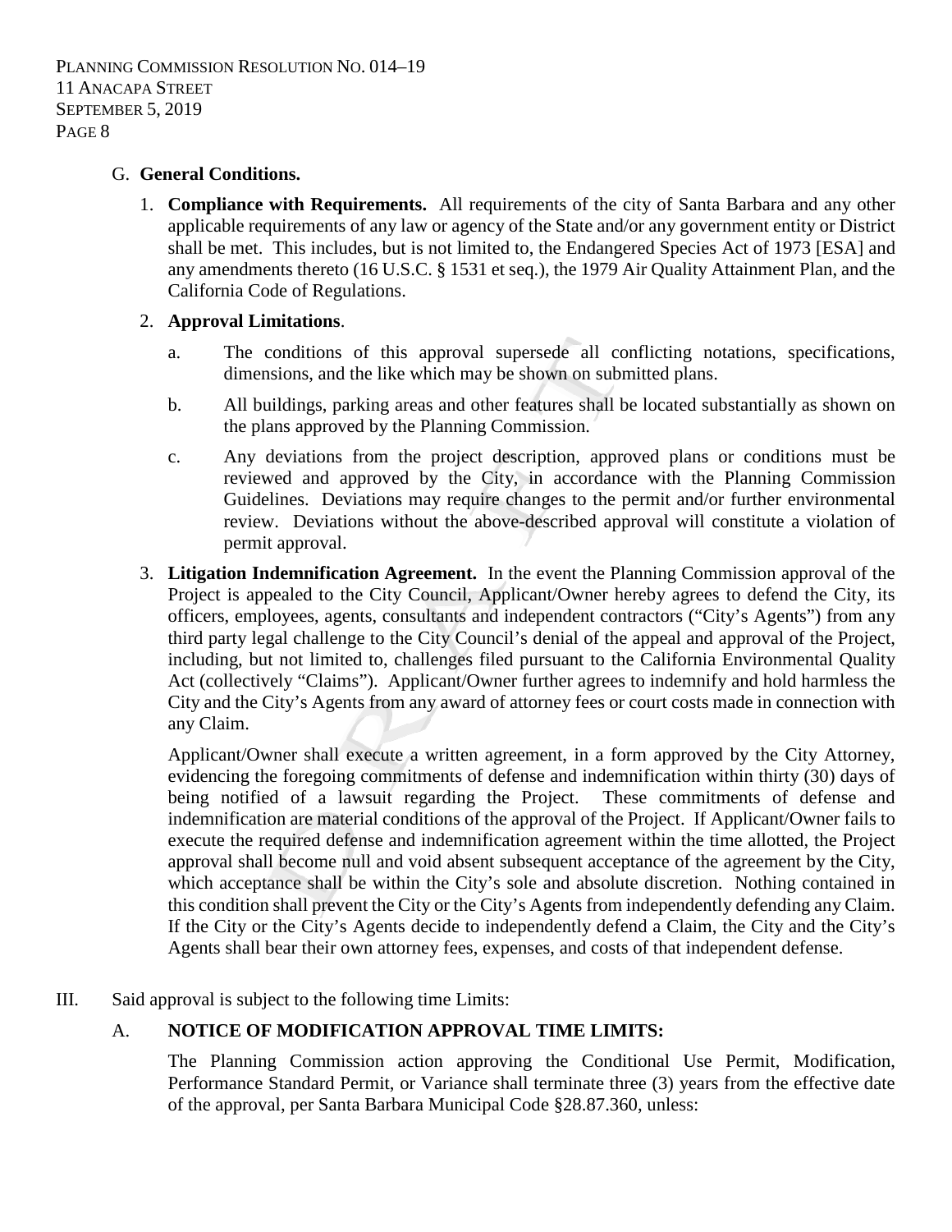G. **General Conditions.**

1. **Compliance with Requirements.** All requirements of the city of Santa Barbara and any other applicable requirements of any law or agency of the State and/or any government entity or District shall be met. This includes, but is not limited to, the Endangered Species Act of 1973 [ESA] and any amendments thereto (16 U.S.C. § 1531 et seq.), the 1979 Air Quality Attainment Plan, and the California Code of Regulations.

2. **Approval Limitations**.

   a. The conditions of this approval supersede all conflicting notations, specifications, dimensions, and the like which may be shown on submitted plans.

   b. All buildings, parking areas and other features shall be located substantially as shown on the plans approved by the Planning Commission.

   c. Any deviations from the project description, approved plans or conditions must be reviewed and approved by the City, in accordance with the Planning Commission Guidelines. Deviations may require changes to the permit and/or further environmental review. Deviations without the above-described approval will constitute a violation of permit approval.

3. **Litigation Indemnification Agreement.** In the event the Planning Commission approval of the Project is appealed to the City Council, Applicant/Owner hereby agrees to defend the City, its officers, employees, agents, consultants and independent contractors ("City's Agents") from any third party legal challenge to the City Council's denial of the appeal and approval of the Project, including, but not limited to, challenges filed pursuant to the California Environmental Quality Act (collectively "Claims"). Applicant/Owner further agrees to indemnify and hold harmless the City and the City's Agents from any award of attorney fees or court costs made in connection with any Claim.

   Applicant/Owner shall execute a written agreement, in a form approved by the City Attorney, evidencing the foregoing commitments of defense and indemnification within thirty (30) days of being notified of a lawsuit regarding the Project. These commitments of defense and indemnification are material conditions of the approval of the Project. If Applicant/Owner fails to execute the required defense and indemnification agreement within the time allotted, the Project approval shall become null and void absent subsequent acceptance of the agreement by the City, which acceptance shall be within the City's sole and absolute discretion. Nothing contained in this condition shall prevent the City or the City's Agents from independently defending any Claim. If the City or the City's Agents decide to independently defend a Claim, the City and the City's Agents shall bear their own attorney fees, expenses, and costs of that independent defense.

III. Said approval is subject to the following time Limits:

A. **NOTICE OF MODIFICATION APPROVAL TIME LIMITS:**

The Planning Commission action approving the Conditional Use Permit, Modification, Performance Standard Permit, or Variance shall terminate three (3) years from the effective date of the approval, per Santa Barbara Municipal Code §28.87.360, unless: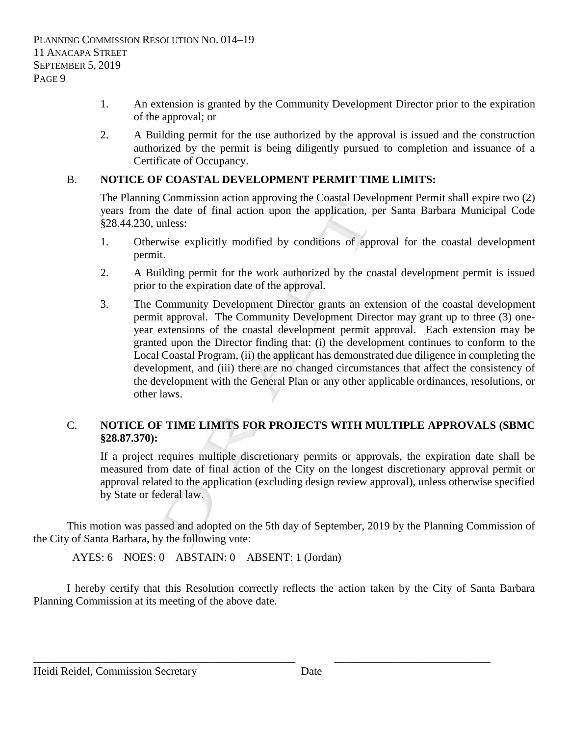1. An extension is granted by the Community Development Director prior to the expiration of the approval; or

2. A Building permit for the use authorized by the approval is issued and the construction authorized by the permit is being diligently pursued to completion and issuance of a Certificate of Occupancy.

B. **NOTICE OF COASTAL DEVELOPMENT PERMIT TIME LIMITS:**

The Planning Commission action approving the Coastal Development Permit shall expire two (2) years from the date of final action upon the application, per Santa Barbara Municipal Code §28.44.230, unless:

1. Otherwise explicitly modified by conditions of approval for the coastal development permit.

2. A Building permit for the work authorized by the coastal development permit is issued prior to the expiration date of the approval.

3. The Community Development Director grants an extension of the coastal development permit approval. The Community Development Director may grant up to three (3) one-year extensions of the coastal development permit approval. Each extension may be granted upon the Director finding that: (i) the development continues to conform to the Local Coastal Program, (ii) the applicant has demonstrated due diligence in completing the development, and (iii) there are no changed circumstances that affect the consistency of the development with the General Plan or any other applicable ordinances, resolutions, or other laws.

C. **NOTICE OF TIME LIMITS FOR PROJECTS WITH MULTIPLE APPROVALS (SBMC §28.87.370):**

If a project requires multiple discretionary permits or approvals, the expiration date shall be measured from date of final action of the City on the longest discretionary approval permit or approval related to the application (excluding design review approval), unless otherwise specified by State or federal law.

This motion was passed and adopted on the 5th day of September, 2019 by the Planning Commission of the City of Santa Barbara, by the following vote:

AYES: 6 NOES: 0 ABSTAIN: 0 ABSENT: 1 (Jordan)

I hereby certify that this Resolution correctly reflects the action taken by the City of Santa Barbara Planning Commission at its meeting of the above date.

_______________________________________________ ____________________________

Heidi Reidel, Commission Secretary Date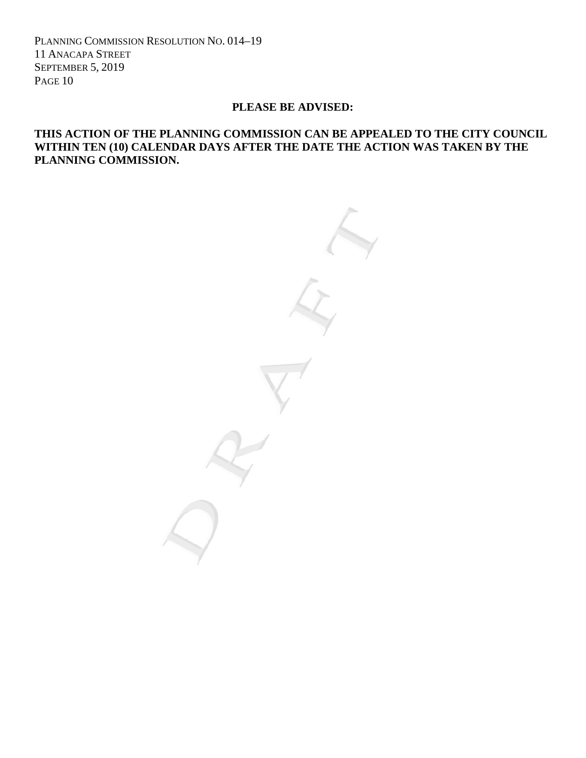**PLEASE BE ADVISED:**

**THIS ACTION OF THE PLANNING COMMISSION CAN BE APPEALED TO THE CITY COUNCIL WITHIN TEN (10) CALENDAR DAYS AFTER THE DATE THE ACTION WAS TAKEN BY THE PLANNING COMMISSION.**